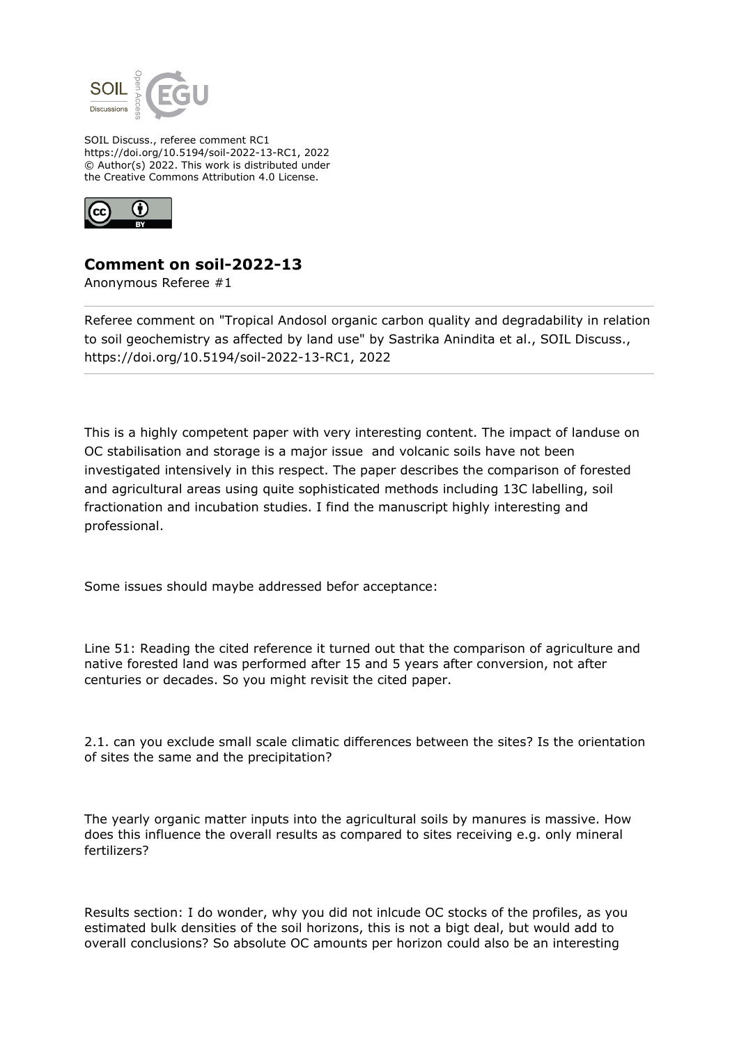SOIL Discuss., referee comment RC1
https://doi.org/10.5194/soil-2022-13-RC1, 2022
© Author(s) 2022. This work is distributed under the Creative Commons Attribution 4.0 License.

## Comment on soil-2022-13

Anonymous Referee #1

Referee comment on "Tropical Andosol organic carbon quality and degradability in relation to soil geochemistry as affected by land use" by Sastrika Anindita et al., SOIL Discuss., https://doi.org/10.5194/soil-2022-13-RC1, 2022

This is a highly competent paper with very interesting content. The impact of landuse on OC stabilisation and storage is a major issue and volcanic soils have not been investigated intensively in this respect. The paper describes the comparison of forested and agricultural areas using quite sophisticated methods including 13C labelling, soil fractionation and incubation studies. I find the manuscript highly interesting and professional.

Some issues should maybe addressed befor acceptance:

Line 51: Reading the cited reference it turned out that the comparison of agriculture and native forested land was performed after 15 and 5 years after conversion, not after centuries or decades. So you might revisit the cited paper.

2.1. can you exclude small scale climatic differences between the sites? Is the orientation of sites the same and the precipitation?

The yearly organic matter inputs into the agricultural soils by manures is massive. How does this influence the overall results as compared to sites receiving e.g. only mineral fertilizers?

Results section: I do wonder, why you did not inlcude OC stocks of the profiles, as you estimated bulk densities of the soil horizons, this is not a bigt deal, but would add to overall conclusions? So absolute OC amounts per horizon could also be an interesting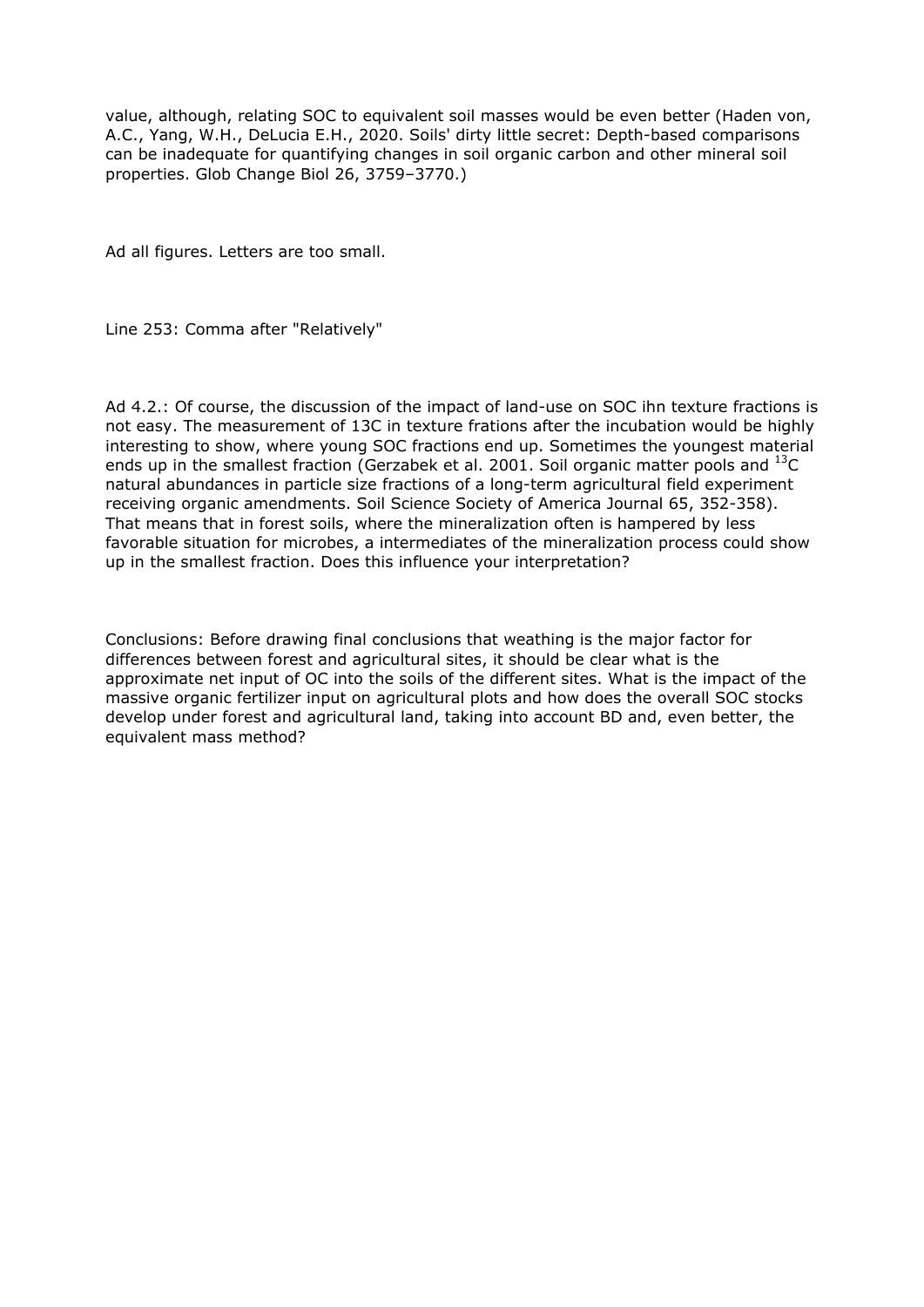value, although, relating SOC to equivalent soil masses would be even better (Haden von, A.C., Yang, W.H., DeLucia E.H., 2020. Soils' dirty little secret: Depth-based comparisons can be inadequate for quantifying changes in soil organic carbon and other mineral soil properties. Glob Change Biol 26, 3759–3770.)

Ad all figures. Letters are too small.

Line 253: Comma after "Relatively"

Ad 4.2.: Of course, the discussion of the impact of land-use on SOC ihn texture fractions is not easy. The measurement of 13C in texture frations after the incubation would be highly interesting to show, where young SOC fractions end up. Sometimes the youngest material ends up in the smallest fraction (Gerzabek et al. 2001. Soil organic matter pools and $^{13}$C natural abundances in particle size fractions of a long-term agricultural field experiment receiving organic amendments. Soil Science Society of America Journal 65, 352-358). That means that in forest soils, where the mineralization often is hampered by less favorable situation for microbes, a intermediates of the mineralization process could show up in the smallest fraction. Does this influence your interpretation?

Conclusions: Before drawing final conclusions that weathing is the major factor for differences between forest and agricultural sites, it should be clear what is the approximate net input of OC into the soils of the different sites. What is the impact of the massive organic fertilizer input on agricultural plots and how does the overall SOC stocks develop under forest and agricultural land, taking into account BD and, even better, the equivalent mass method?